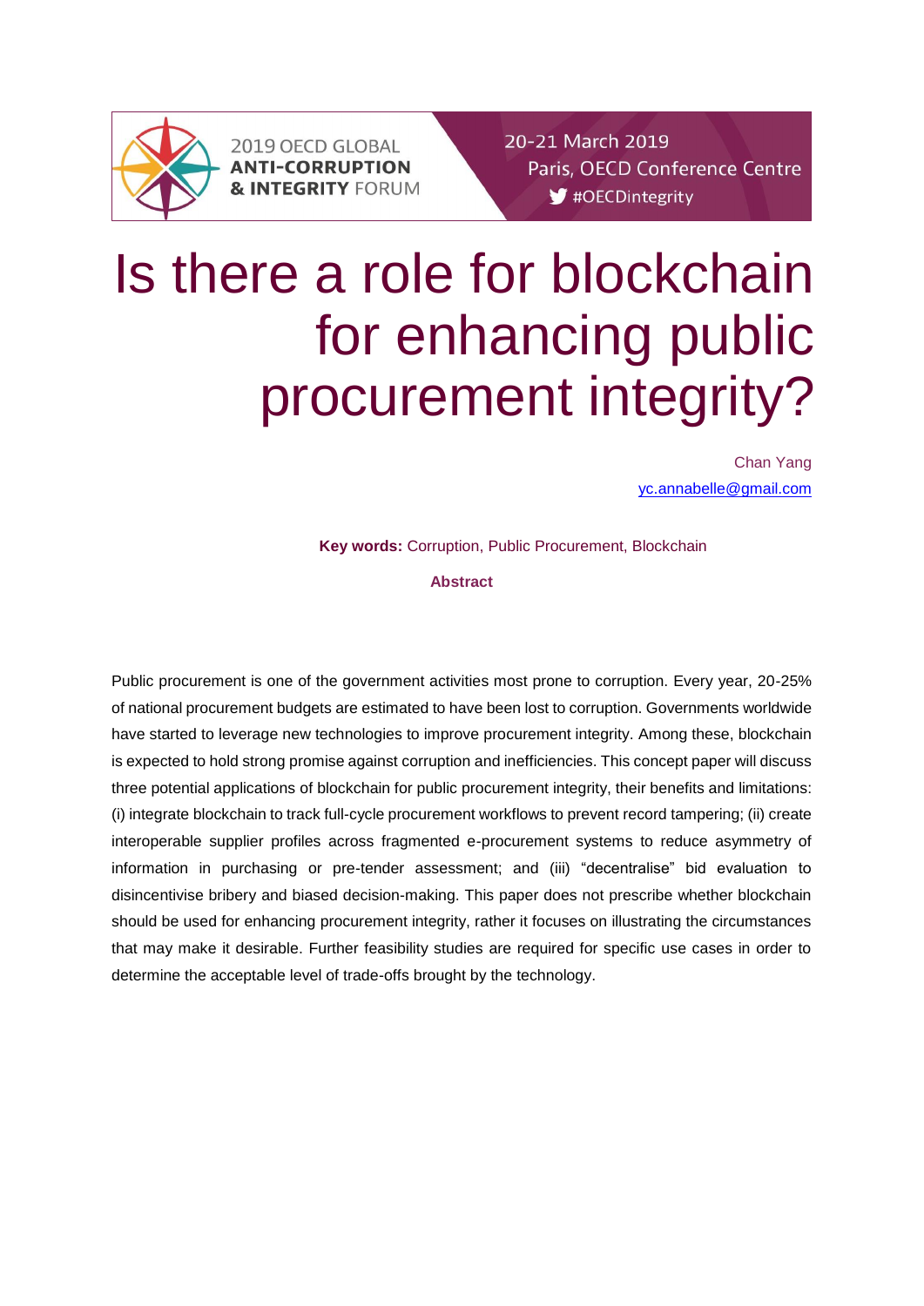2019 OECD GLOBAL **ANTI-CORRUPTION & INTEGRITY** FORUM

20-21 March 2019
Paris, OECD Conference Centre
#OECDintegrity

# Is there a role for blockchain for enhancing public procurement integrity?

Chan Yang
yc.annabelle@gmail.com

**Key words:** Corruption, Public Procurement, Blockchain

**Abstract**

Public procurement is one of the government activities most prone to corruption. Every year, 20-25% of national procurement budgets are estimated to have been lost to corruption. Governments worldwide have started to leverage new technologies to improve procurement integrity. Among these, blockchain is expected to hold strong promise against corruption and inefficiencies. This concept paper will discuss three potential applications of blockchain for public procurement integrity, their benefits and limitations: (i) integrate blockchain to track full-cycle procurement workflows to prevent record tampering; (ii) create interoperable supplier profiles across fragmented e-procurement systems to reduce asymmetry of information in purchasing or pre-tender assessment; and (iii) "decentralise" bid evaluation to disincentivise bribery and biased decision-making. This paper does not prescribe whether blockchain should be used for enhancing procurement integrity, rather it focuses on illustrating the circumstances that may make it desirable. Further feasibility studies are required for specific use cases in order to determine the acceptable level of trade-offs brought by the technology.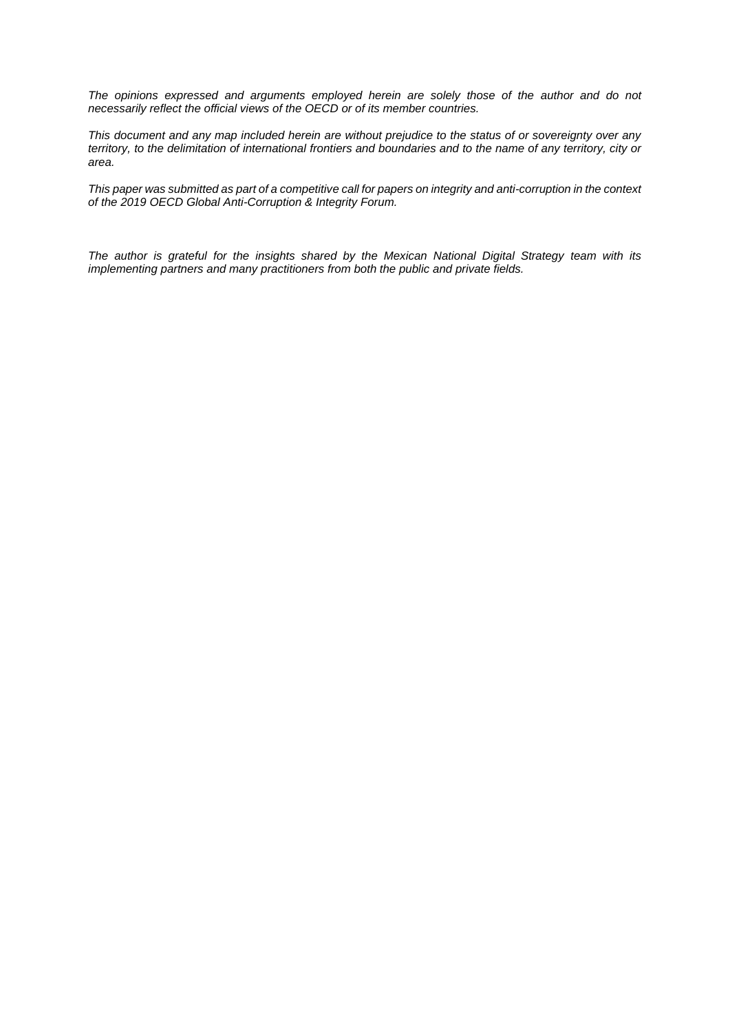*The opinions expressed and arguments employed herein are solely those of the author and do not necessarily reflect the official views of the OECD or of its member countries.*

*This document and any map included herein are without prejudice to the status of or sovereignty over any territory, to the delimitation of international frontiers and boundaries and to the name of any territory, city or area.*

*This paper was submitted as part of a competitive call for papers on integrity and anti-corruption in the context of the 2019 OECD Global Anti-Corruption & Integrity Forum.*

*The author is grateful for the insights shared by the Mexican National Digital Strategy team with its implementing partners and many practitioners from both the public and private fields.*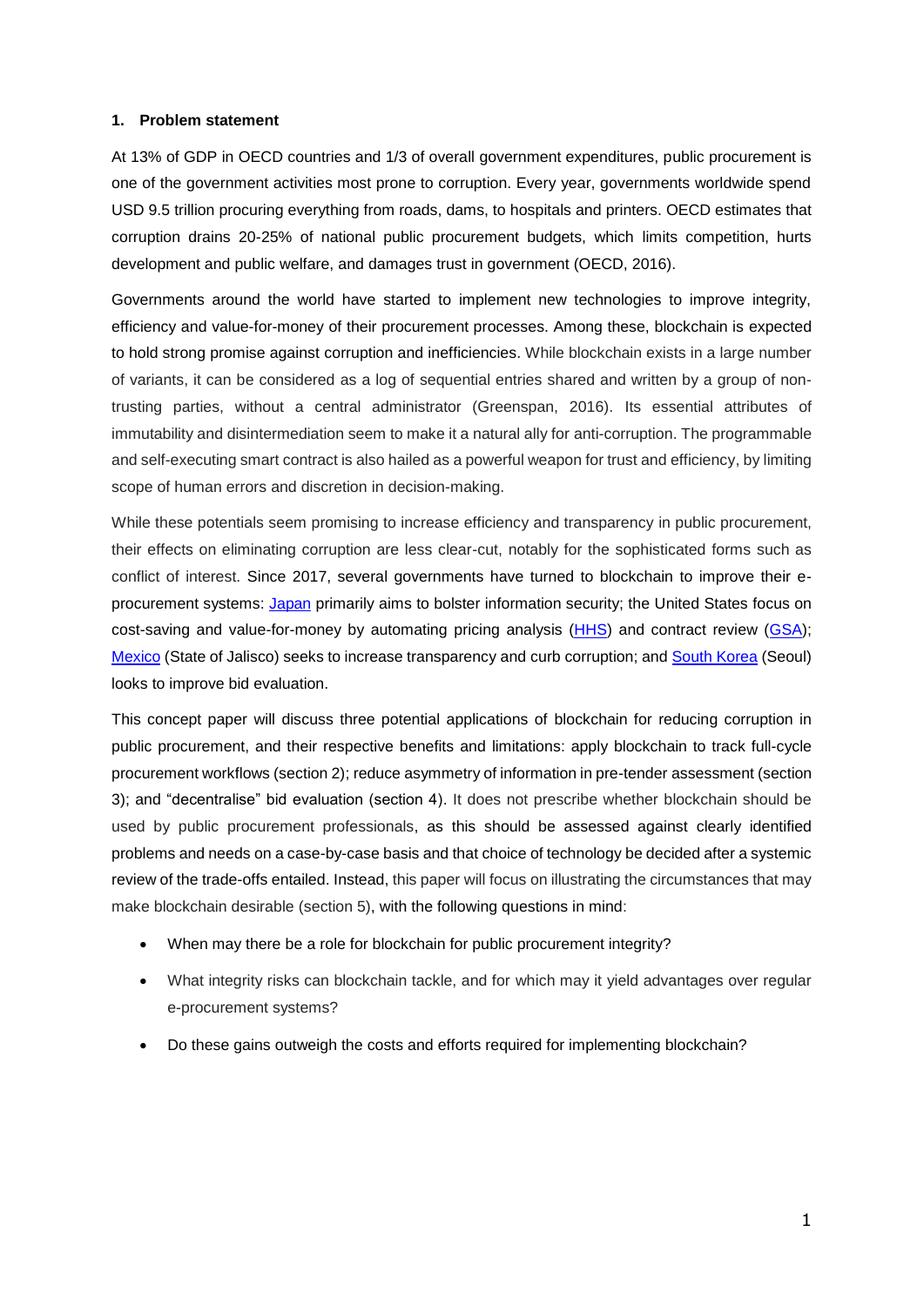## 1. Problem statement

At 13% of GDP in OECD countries and 1/3 of overall government expenditures, public procurement is one of the government activities most prone to corruption. Every year, governments worldwide spend USD 9.5 trillion procuring everything from roads, dams, to hospitals and printers. OECD estimates that corruption drains 20-25% of national public procurement budgets, which limits competition, hurts development and public welfare, and damages trust in government (OECD, 2016).

Governments around the world have started to implement new technologies to improve integrity, efficiency and value-for-money of their procurement processes. Among these, blockchain is expected to hold strong promise against corruption and inefficiencies. While blockchain exists in a large number of variants, it can be considered as a log of sequential entries shared and written by a group of non-trusting parties, without a central administrator (Greenspan, 2016). Its essential attributes of immutability and disintermediation seem to make it a natural ally for anti-corruption. The programmable and self-executing smart contract is also hailed as a powerful weapon for trust and efficiency, by limiting scope of human errors and discretion in decision-making.

While these potentials seem promising to increase efficiency and transparency in public procurement, their effects on eliminating corruption are less clear-cut, notably for the sophisticated forms such as conflict of interest. Since 2017, several governments have turned to blockchain to improve their e-procurement systems: Japan primarily aims to bolster information security; the United States focus on cost-saving and value-for-money by automating pricing analysis (HHS) and contract review (GSA); Mexico (State of Jalisco) seeks to increase transparency and curb corruption; and South Korea (Seoul) looks to improve bid evaluation.

This concept paper will discuss three potential applications of blockchain for reducing corruption in public procurement, and their respective benefits and limitations: apply blockchain to track full-cycle procurement workflows (section 2); reduce asymmetry of information in pre-tender assessment (section 3); and "decentralise" bid evaluation (section 4). It does not prescribe whether blockchain should be used by public procurement professionals, as this should be assessed against clearly identified problems and needs on a case-by-case basis and that choice of technology be decided after a systemic review of the trade-offs entailed. Instead, this paper will focus on illustrating the circumstances that may make blockchain desirable (section 5), with the following questions in mind:

- When may there be a role for blockchain for public procurement integrity?
- What integrity risks can blockchain tackle, and for which may it yield advantages over regular e-procurement systems?
- Do these gains outweigh the costs and efforts required for implementing blockchain?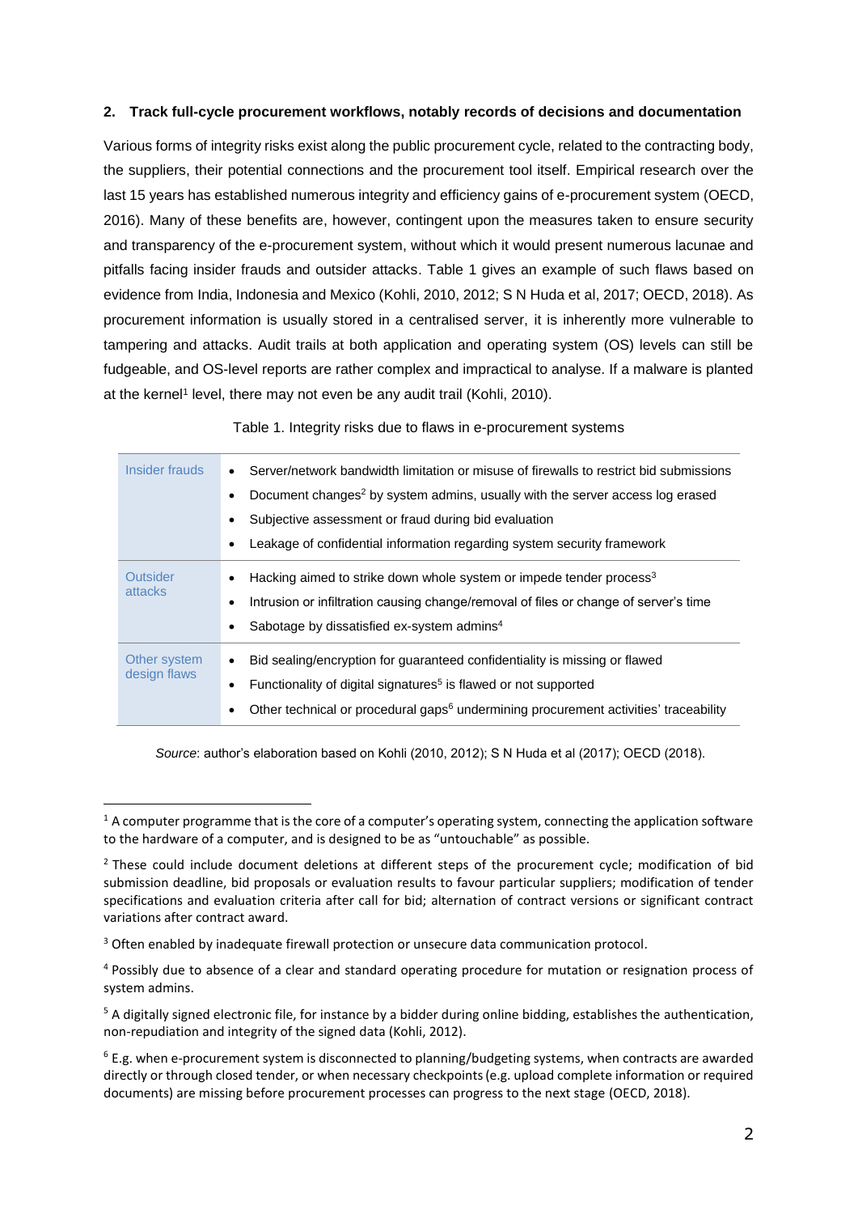## 2. Track full-cycle procurement workflows, notably records of decisions and documentation

Various forms of integrity risks exist along the public procurement cycle, related to the contracting body, the suppliers, their potential connections and the procurement tool itself. Empirical research over the last 15 years has established numerous integrity and efficiency gains of e-procurement system (OECD, 2016). Many of these benefits are, however, contingent upon the measures taken to ensure security and transparency of the e-procurement system, without which it would present numerous lacunae and pitfalls facing insider frauds and outsider attacks. Table 1 gives an example of such flaws based on evidence from India, Indonesia and Mexico (Kohli, 2010, 2012; S N Huda et al, 2017; OECD, 2018). As procurement information is usually stored in a centralised server, it is inherently more vulnerable to tampering and attacks. Audit trails at both application and operating system (OS) levels can still be fudgeable, and OS-level reports are rather complex and impractical to analyse. If a malware is planted at the kernel[1] level, there may not even be any audit trail (Kohli, 2010).

Table 1. Integrity risks due to flaws in e-procurement systems

| | |
|---|---|
| Insider frauds | • Server/network bandwidth limitation or misuse of firewalls to restrict bid submissions<br>• Document changes[2] by system admins, usually with the server access log erased<br>• Subjective assessment or fraud during bid evaluation<br>• Leakage of confidential information regarding system security framework |
| Outsider attacks | • Hacking aimed to strike down whole system or impede tender process[3]<br>• Intrusion or infiltration causing change/removal of files or change of server's time<br>• Sabotage by dissatisfied ex-system admins[4] |
| Other system design flaws | • Bid sealing/encryption for guaranteed confidentiality is missing or flawed<br>• Functionality of digital signatures[5] is flawed or not supported<br>• Other technical or procedural gaps[6] undermining procurement activities' traceability |

*Source*: author's elaboration based on Kohli (2010, 2012); S N Huda et al (2017); OECD (2018).

---

[1] A computer programme that is the core of a computer's operating system, connecting the application software to the hardware of a computer, and is designed to be as "untouchable" as possible.

[2] These could include document deletions at different steps of the procurement cycle; modification of bid submission deadline, bid proposals or evaluation results to favour particular suppliers; modification of tender specifications and evaluation criteria after call for bid; alternation of contract versions or significant contract variations after contract award.

[3] Often enabled by inadequate firewall protection or unsecure data communication protocol.

[4] Possibly due to absence of a clear and standard operating procedure for mutation or resignation process of system admins.

[5] A digitally signed electronic file, for instance by a bidder during online bidding, establishes the authentication, non-repudiation and integrity of the signed data (Kohli, 2012).

[6] E.g. when e-procurement system is disconnected to planning/budgeting systems, when contracts are awarded directly or through closed tender, or when necessary checkpoints (e.g. upload complete information or required documents) are missing before procurement processes can progress to the next stage (OECD, 2018).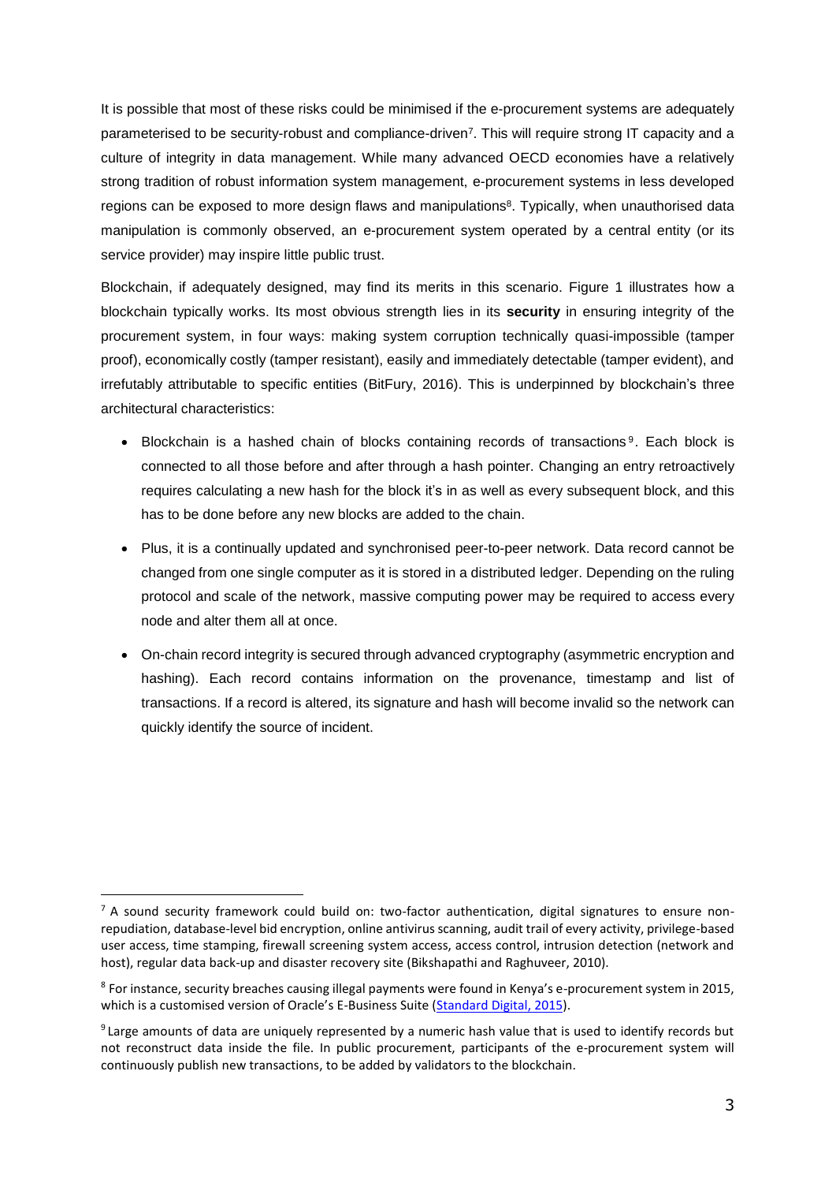It is possible that most of these risks could be minimised if the e-procurement systems are adequately parameterised to be security-robust and compliance-driven[7]. This will require strong IT capacity and a culture of integrity in data management. While many advanced OECD economies have a relatively strong tradition of robust information system management, e-procurement systems in less developed regions can be exposed to more design flaws and manipulations[8]. Typically, when unauthorised data manipulation is commonly observed, an e-procurement system operated by a central entity (or its service provider) may inspire little public trust.

Blockchain, if adequately designed, may find its merits in this scenario. Figure 1 illustrates how a blockchain typically works. Its most obvious strength lies in its **security** in ensuring integrity of the procurement system, in four ways: making system corruption technically quasi-impossible (tamper proof), economically costly (tamper resistant), easily and immediately detectable (tamper evident), and irrefutably attributable to specific entities (BitFury, 2016). This is underpinned by blockchain's three architectural characteristics:

- Blockchain is a hashed chain of blocks containing records of transactions[9]. Each block is connected to all those before and after through a hash pointer. Changing an entry retroactively requires calculating a new hash for the block it's in as well as every subsequent block, and this has to be done before any new blocks are added to the chain.
- Plus, it is a continually updated and synchronised peer-to-peer network. Data record cannot be changed from one single computer as it is stored in a distributed ledger. Depending on the ruling protocol and scale of the network, massive computing power may be required to access every node and alter them all at once.
- On-chain record integrity is secured through advanced cryptography (asymmetric encryption and hashing). Each record contains information on the provenance, timestamp and list of transactions. If a record is altered, its signature and hash will become invalid so the network can quickly identify the source of incident.

---

[7] A sound security framework could build on: two-factor authentication, digital signatures to ensure non-repudiation, database-level bid encryption, online antivirus scanning, audit trail of every activity, privilege-based user access, time stamping, firewall screening system access, access control, intrusion detection (network and host), regular data back-up and disaster recovery site (Bikshapathi and Raghuveer, 2010).

[8] For instance, security breaches causing illegal payments were found in Kenya's e-procurement system in 2015, which is a customised version of Oracle's E-Business Suite (Standard Digital, 2015).

[9] Large amounts of data are uniquely represented by a numeric hash value that is used to identify records but not reconstruct data inside the file. In public procurement, participants of the e-procurement system will continuously publish new transactions, to be added by validators to the blockchain.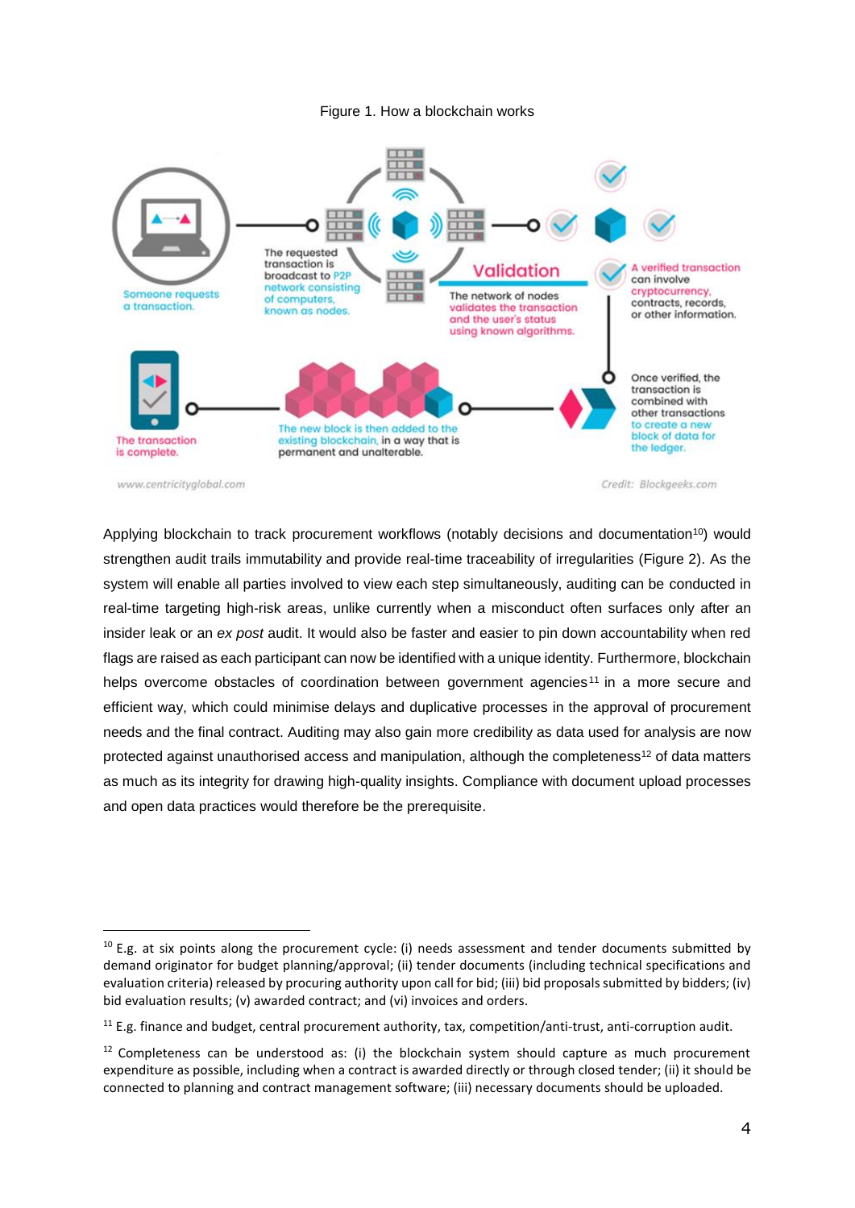Figure 1. How a blockchain works

Applying blockchain to track procurement workflows (notably decisions and documentation[10]) would strengthen audit trails immutability and provide real-time traceability of irregularities (Figure 2). As the system will enable all parties involved to view each step simultaneously, auditing can be conducted in real-time targeting high-risk areas, unlike currently when a misconduct often surfaces only after an insider leak or an *ex post* audit. It would also be faster and easier to pin down accountability when red flags are raised as each participant can now be identified with a unique identity. Furthermore, blockchain helps overcome obstacles of coordination between government agencies[11] in a more secure and efficient way, which could minimise delays and duplicative processes in the approval of procurement needs and the final contract. Auditing may also gain more credibility as data used for analysis are now protected against unauthorised access and manipulation, although the completeness[12] of data matters as much as its integrity for drawing high-quality insights. Compliance with document upload processes and open data practices would therefore be the prerequisite.

---

[10] E.g. at six points along the procurement cycle: (i) needs assessment and tender documents submitted by demand originator for budget planning/approval; (ii) tender documents (including technical specifications and evaluation criteria) released by procuring authority upon call for bid; (iii) bid proposals submitted by bidders; (iv) bid evaluation results; (v) awarded contract; and (vi) invoices and orders.

[11] E.g. finance and budget, central procurement authority, tax, competition/anti-trust, anti-corruption audit.

[12] Completeness can be understood as: (i) the blockchain system should capture as much procurement expenditure as possible, including when a contract is awarded directly or through closed tender; (ii) it should be connected to planning and contract management software; (iii) necessary documents should be uploaded.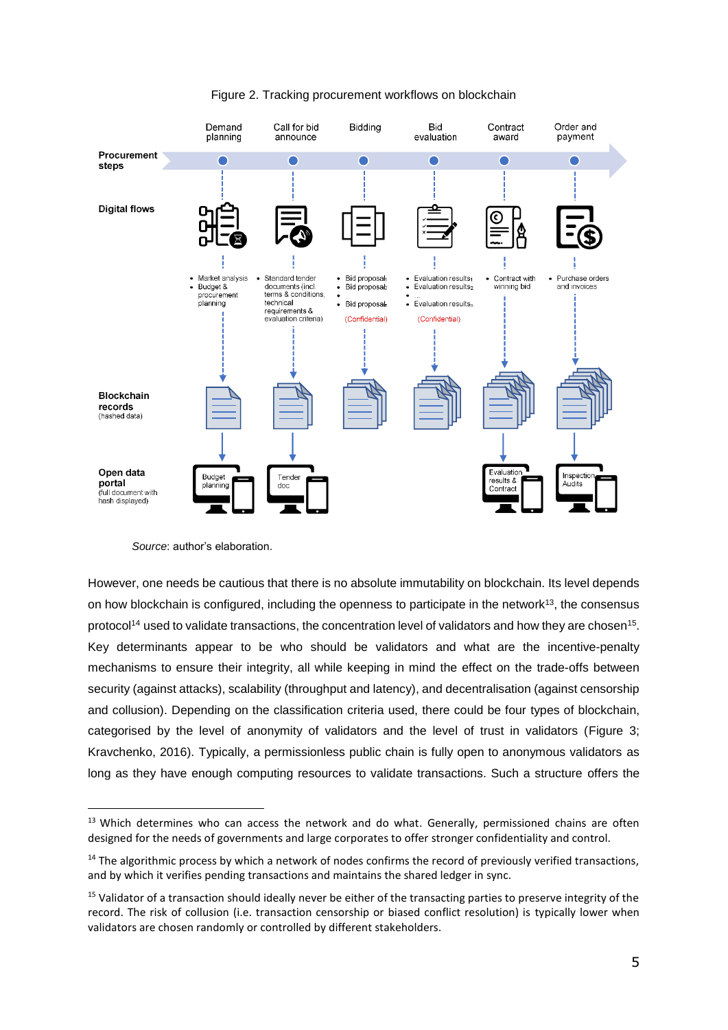Figure 2. Tracking procurement workflows on blockchain

Source: author's elaboration.

However, one needs be cautious that there is no absolute immutability on blockchain. Its level depends on how blockchain is configured, including the openness to participate in the network[13], the consensus protocol[14] used to validate transactions, the concentration level of validators and how they are chosen[15]. Key determinants appear to be who should be validators and what are the incentive-penalty mechanisms to ensure their integrity, all while keeping in mind the effect on the trade-offs between security (against attacks), scalability (throughput and latency), and decentralisation (against censorship and collusion). Depending on the classification criteria used, there could be four types of blockchain, categorised by the level of anonymity of validators and the level of trust in validators (Figure 3; Kravchenko, 2016). Typically, a permissionless public chain is fully open to anonymous validators as long as they have enough computing resources to validate transactions. Such a structure offers the

[13] Which determines who can access the network and do what. Generally, permissioned chains are often designed for the needs of governments and large corporates to offer stronger confidentiality and control.

[14] The algorithmic process by which a network of nodes confirms the record of previously verified transactions, and by which it verifies pending transactions and maintains the shared ledger in sync.

[15] Validator of a transaction should ideally never be either of the transacting parties to preserve integrity of the record. The risk of collusion (i.e. transaction censorship or biased conflict resolution) is typically lower when validators are chosen randomly or controlled by different stakeholders.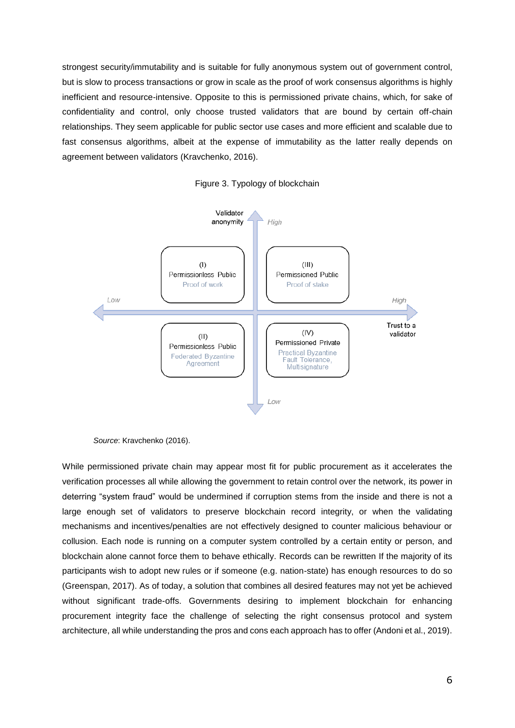strongest security/immutability and is suitable for fully anonymous system out of government control, but is slow to process transactions or grow in scale as the proof of work consensus algorithms is highly inefficient and resource-intensive. Opposite to this is permissioned private chains, which, for sake of confidentiality and control, only choose trusted validators that are bound by certain off-chain relationships. They seem applicable for public sector use cases and more efficient and scalable due to fast consensus algorithms, albeit at the expense of immutability as the latter really depends on agreement between validators (Kravchenko, 2016).

Figure 3. Typology of blockchain

Validator anonymity: High (top) – Low (bottom)

Trust to a validator: Low (left) – High (right)

| | |
|---|---|
| (I) Permissionless Public<br>Proof of work | (III) Permissioned Public<br>Proof of stake |
| (II) Permissionless Public<br>Federated Byzantine Agreement | (IV) Permissioned Private<br>Practical Byzantine Fault Tolerance, Multisignature |

*Source*: Kravchenko (2016).

While permissioned private chain may appear most fit for public procurement as it accelerates the verification processes all while allowing the government to retain control over the network, its power in deterring "system fraud" would be undermined if corruption stems from the inside and there is not a large enough set of validators to preserve blockchain record integrity, or when the validating mechanisms and incentives/penalties are not effectively designed to counter malicious behaviour or collusion. Each node is running on a computer system controlled by a certain entity or person, and blockchain alone cannot force them to behave ethically. Records can be rewritten If the majority of its participants wish to adopt new rules or if someone (e.g. nation-state) has enough resources to do so (Greenspan, 2017). As of today, a solution that combines all desired features may not yet be achieved without significant trade-offs. Governments desiring to implement blockchain for enhancing procurement integrity face the challenge of selecting the right consensus protocol and system architecture, all while understanding the pros and cons each approach has to offer (Andoni et al., 2019).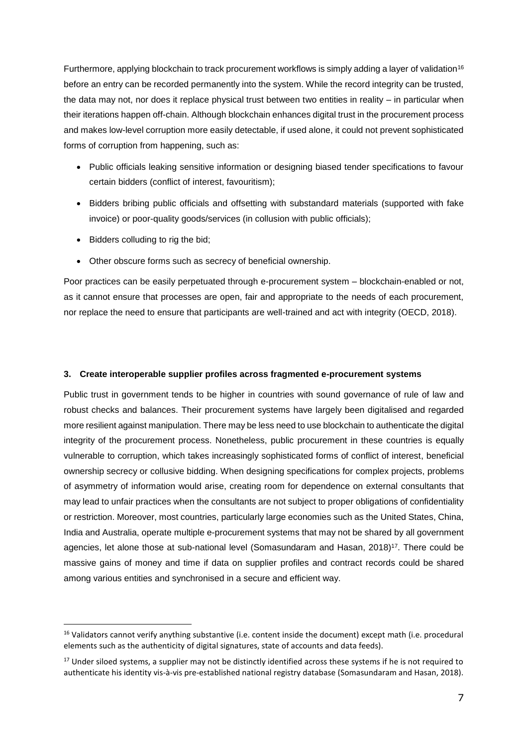Furthermore, applying blockchain to track procurement workflows is simply adding a layer of validation[16] before an entry can be recorded permanently into the system. While the record integrity can be trusted, the data may not, nor does it replace physical trust between two entities in reality – in particular when their iterations happen off-chain. Although blockchain enhances digital trust in the procurement process and makes low-level corruption more easily detectable, if used alone, it could not prevent sophisticated forms of corruption from happening, such as:

- Public officials leaking sensitive information or designing biased tender specifications to favour certain bidders (conflict of interest, favouritism);
- Bidders bribing public officials and offsetting with substandard materials (supported with fake invoice) or poor-quality goods/services (in collusion with public officials);
- Bidders colluding to rig the bid;
- Other obscure forms such as secrecy of beneficial ownership.

Poor practices can be easily perpetuated through e-procurement system – blockchain-enabled or not, as it cannot ensure that processes are open, fair and appropriate to the needs of each procurement, nor replace the need to ensure that participants are well-trained and act with integrity (OECD, 2018).

### 3. Create interoperable supplier profiles across fragmented e-procurement systems

Public trust in government tends to be higher in countries with sound governance of rule of law and robust checks and balances. Their procurement systems have largely been digitalised and regarded more resilient against manipulation. There may be less need to use blockchain to authenticate the digital integrity of the procurement process. Nonetheless, public procurement in these countries is equally vulnerable to corruption, which takes increasingly sophisticated forms of conflict of interest, beneficial ownership secrecy or collusive bidding. When designing specifications for complex projects, problems of asymmetry of information would arise, creating room for dependence on external consultants that may lead to unfair practices when the consultants are not subject to proper obligations of confidentiality or restriction. Moreover, most countries, particularly large economies such as the United States, China, India and Australia, operate multiple e-procurement systems that may not be shared by all government agencies, let alone those at sub-national level (Somasundaram and Hasan, 2018)[17]. There could be massive gains of money and time if data on supplier profiles and contract records could be shared among various entities and synchronised in a secure and efficient way.

---

[16] Validators cannot verify anything substantive (i.e. content inside the document) except math (i.e. procedural elements such as the authenticity of digital signatures, state of accounts and data feeds).

[17] Under siloed systems, a supplier may not be distinctly identified across these systems if he is not required to authenticate his identity vis-à-vis pre-established national registry database (Somasundaram and Hasan, 2018).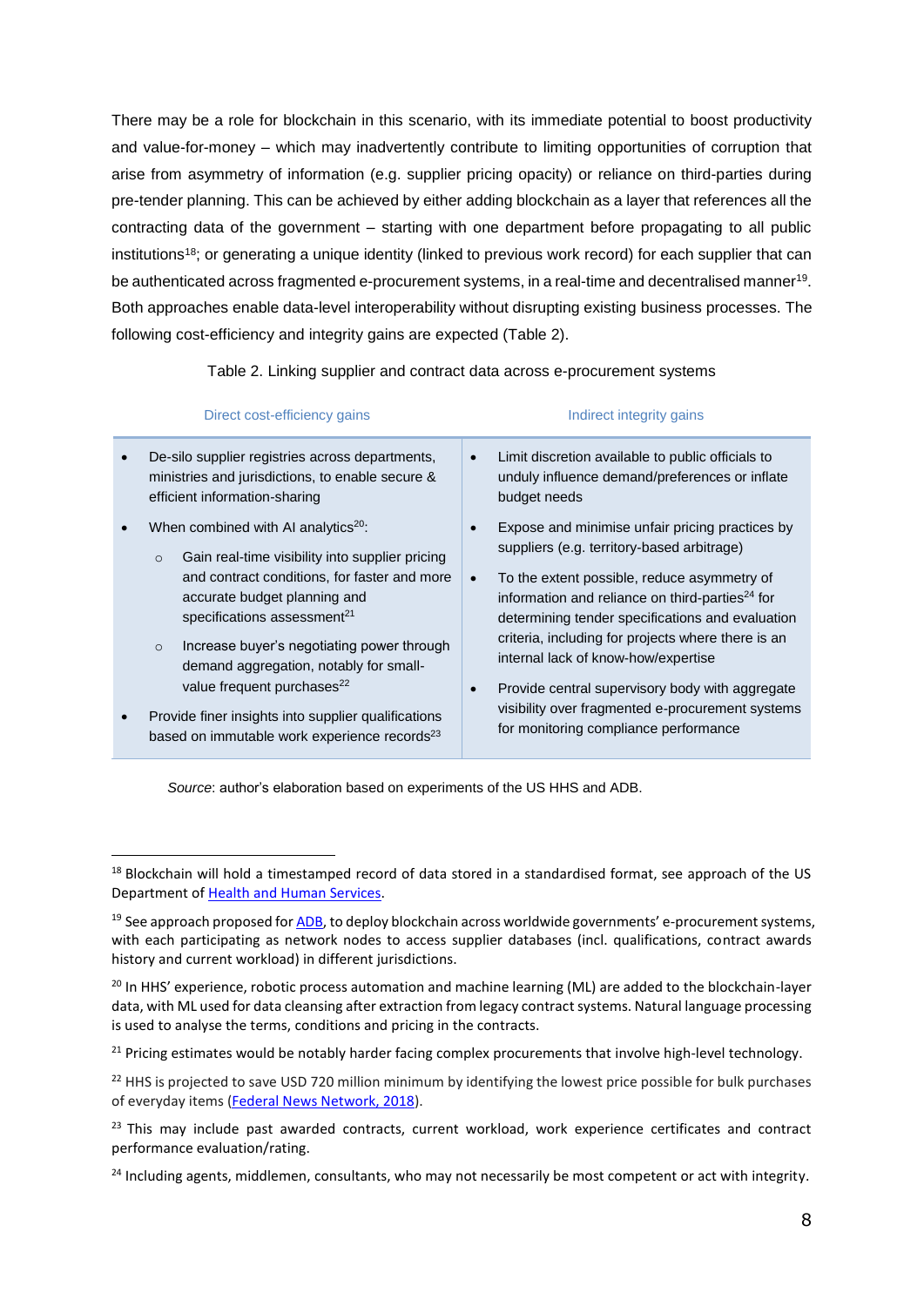There may be a role for blockchain in this scenario, with its immediate potential to boost productivity and value-for-money – which may inadvertently contribute to limiting opportunities of corruption that arise from asymmetry of information (e.g. supplier pricing opacity) or reliance on third-parties during pre-tender planning. This can be achieved by either adding blockchain as a layer that references all the contracting data of the government – starting with one department before propagating to all public institutions[18]; or generating a unique identity (linked to previous work record) for each supplier that can be authenticated across fragmented e-procurement systems, in a real-time and decentralised manner[19]. Both approaches enable data-level interoperability without disrupting existing business processes. The following cost-efficiency and integrity gains are expected (Table 2).

Table 2. Linking supplier and contract data across e-procurement systems

| Direct cost-efficiency gains | Indirect integrity gains |
|---|---|
| • De-silo supplier registries across departments, ministries and jurisdictions, to enable secure & efficient information-sharing<br>• When combined with AI analytics[20]:<br>&nbsp;&nbsp;○ Gain real-time visibility into supplier pricing and contract conditions, for faster and more accurate budget planning and specifications assessment[21]<br>&nbsp;&nbsp;○ Increase buyer's negotiating power through demand aggregation, notably for small-value frequent purchases[22]<br>• Provide finer insights into supplier qualifications based on immutable work experience records[23] | • Limit discretion available to public officials to unduly influence demand/preferences or inflate budget needs<br>• Expose and minimise unfair pricing practices by suppliers (e.g. territory-based arbitrage)<br>• To the extent possible, reduce asymmetry of information and reliance on third-parties[24] for determining tender specifications and evaluation criteria, including for projects where there is an internal lack of know-how/expertise<br>• Provide central supervisory body with aggregate visibility over fragmented e-procurement systems for monitoring compliance performance |

*Source*: author's elaboration based on experiments of the US HHS and ADB.

---

[18] Blockchain will hold a timestamped record of data stored in a standardised format, see approach of the US Department of Health and Human Services.

[19] See approach proposed for ADB, to deploy blockchain across worldwide governments' e-procurement systems, with each participating as network nodes to access supplier databases (incl. qualifications, contract awards history and current workload) in different jurisdictions.

[20] In HHS' experience, robotic process automation and machine learning (ML) are added to the blockchain-layer data, with ML used for data cleansing after extraction from legacy contract systems. Natural language processing is used to analyse the terms, conditions and pricing in the contracts.

[21] Pricing estimates would be notably harder facing complex procurements that involve high-level technology.

[22] HHS is projected to save USD 720 million minimum by identifying the lowest price possible for bulk purchases of everyday items (Federal News Network, 2018).

[23] This may include past awarded contracts, current workload, work experience certificates and contract performance evaluation/rating.

[24] Including agents, middlemen, consultants, who may not necessarily be most competent or act with integrity.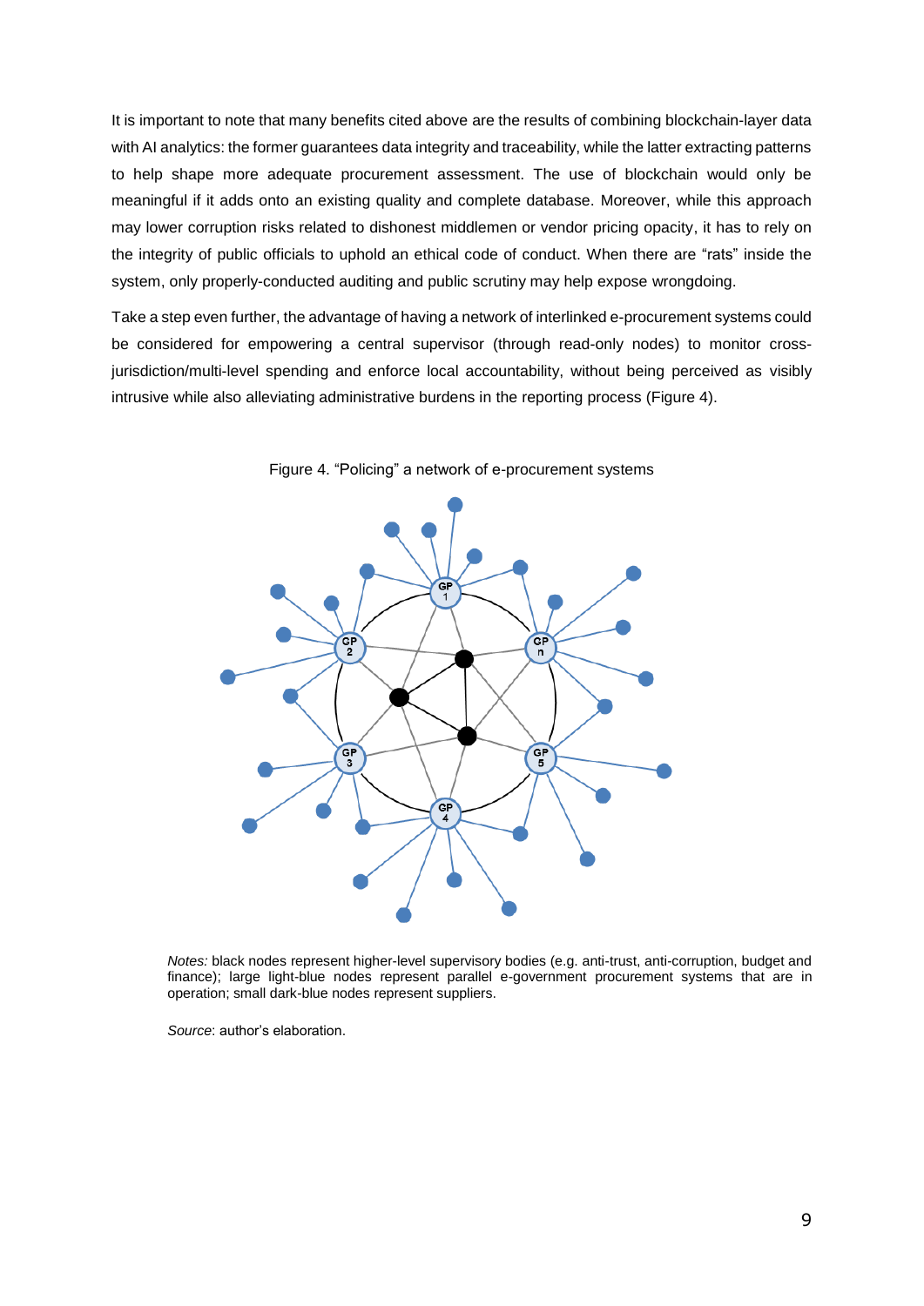It is important to note that many benefits cited above are the results of combining blockchain-layer data with AI analytics: the former guarantees data integrity and traceability, while the latter extracting patterns to help shape more adequate procurement assessment. The use of blockchain would only be meaningful if it adds onto an existing quality and complete database. Moreover, while this approach may lower corruption risks related to dishonest middlemen or vendor pricing opacity, it has to rely on the integrity of public officials to uphold an ethical code of conduct. When there are "rats" inside the system, only properly-conducted auditing and public scrutiny may help expose wrongdoing.

Take a step even further, the advantage of having a network of interlinked e-procurement systems could be considered for empowering a central supervisor (through read-only nodes) to monitor cross-jurisdiction/multi-level spending and enforce local accountability, without being perceived as visibly intrusive while also alleviating administrative burdens in the reporting process (Figure 4).

Figure 4. "Policing" a network of e-procurement systems

*Notes:* black nodes represent higher-level supervisory bodies (e.g. anti-trust, anti-corruption, budget and finance); large light-blue nodes represent parallel e-government procurement systems that are in operation; small dark-blue nodes represent suppliers.

*Source*: author's elaboration.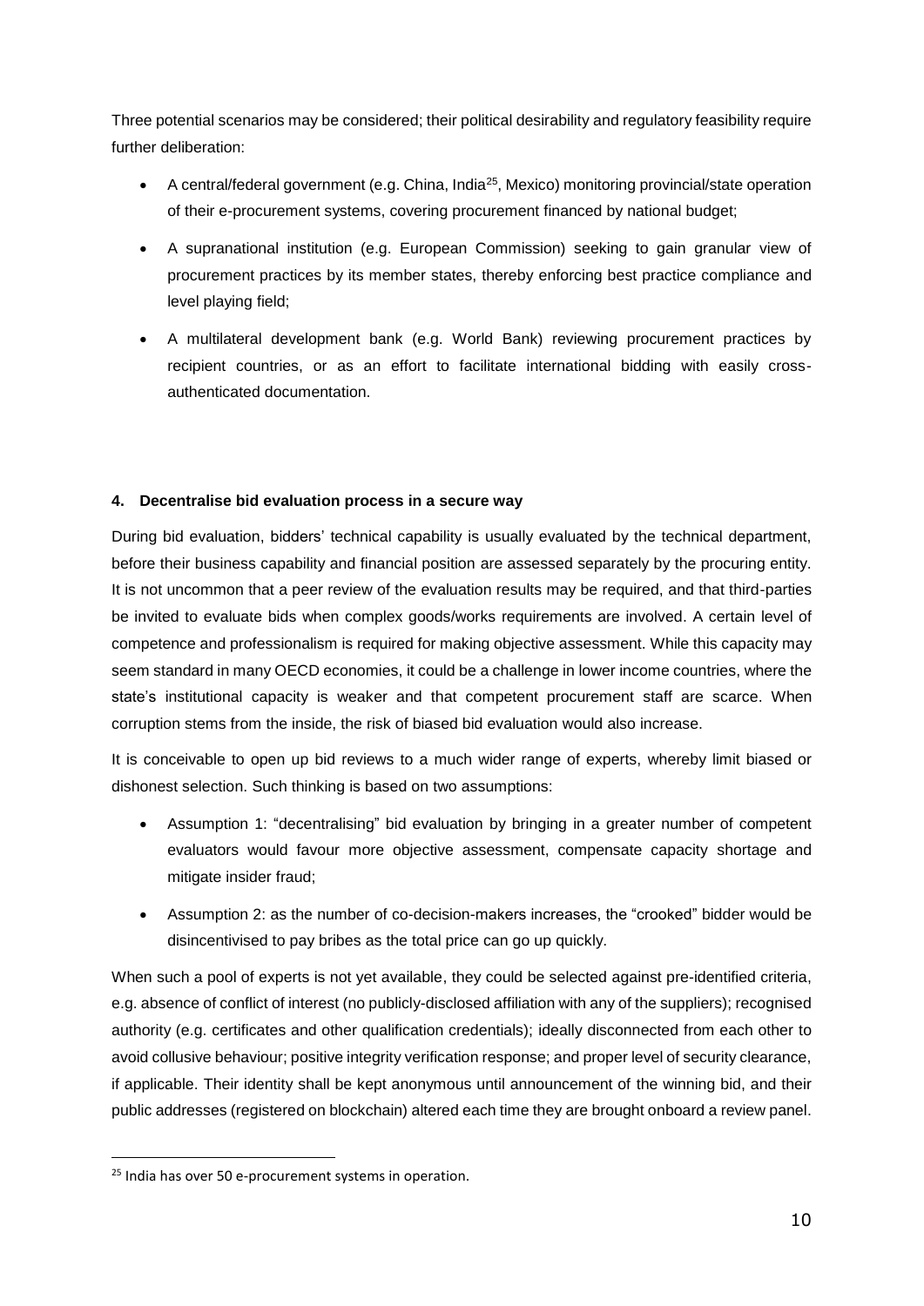Three potential scenarios may be considered; their political desirability and regulatory feasibility require further deliberation:

- A central/federal government (e.g. China, India[25], Mexico) monitoring provincial/state operation of their e-procurement systems, covering procurement financed by national budget;
- A supranational institution (e.g. European Commission) seeking to gain granular view of procurement practices by its member states, thereby enforcing best practice compliance and level playing field;
- A multilateral development bank (e.g. World Bank) reviewing procurement practices by recipient countries, or as an effort to facilitate international bidding with easily cross-authenticated documentation.

#### 4. Decentralise bid evaluation process in a secure way

During bid evaluation, bidders' technical capability is usually evaluated by the technical department, before their business capability and financial position are assessed separately by the procuring entity. It is not uncommon that a peer review of the evaluation results may be required, and that third-parties be invited to evaluate bids when complex goods/works requirements are involved. A certain level of competence and professionalism is required for making objective assessment. While this capacity may seem standard in many OECD economies, it could be a challenge in lower income countries, where the state's institutional capacity is weaker and that competent procurement staff are scarce. When corruption stems from the inside, the risk of biased bid evaluation would also increase.

It is conceivable to open up bid reviews to a much wider range of experts, whereby limit biased or dishonest selection. Such thinking is based on two assumptions:

- Assumption 1: "decentralising" bid evaluation by bringing in a greater number of competent evaluators would favour more objective assessment, compensate capacity shortage and mitigate insider fraud;
- Assumption 2: as the number of co-decision-makers increases, the "crooked" bidder would be disincentivised to pay bribes as the total price can go up quickly.

When such a pool of experts is not yet available, they could be selected against pre-identified criteria, e.g. absence of conflict of interest (no publicly-disclosed affiliation with any of the suppliers); recognised authority (e.g. certificates and other qualification credentials); ideally disconnected from each other to avoid collusive behaviour; positive integrity verification response; and proper level of security clearance, if applicable. Their identity shall be kept anonymous until announcement of the winning bid, and their public addresses (registered on blockchain) altered each time they are brought onboard a review panel.

[25] India has over 50 e-procurement systems in operation.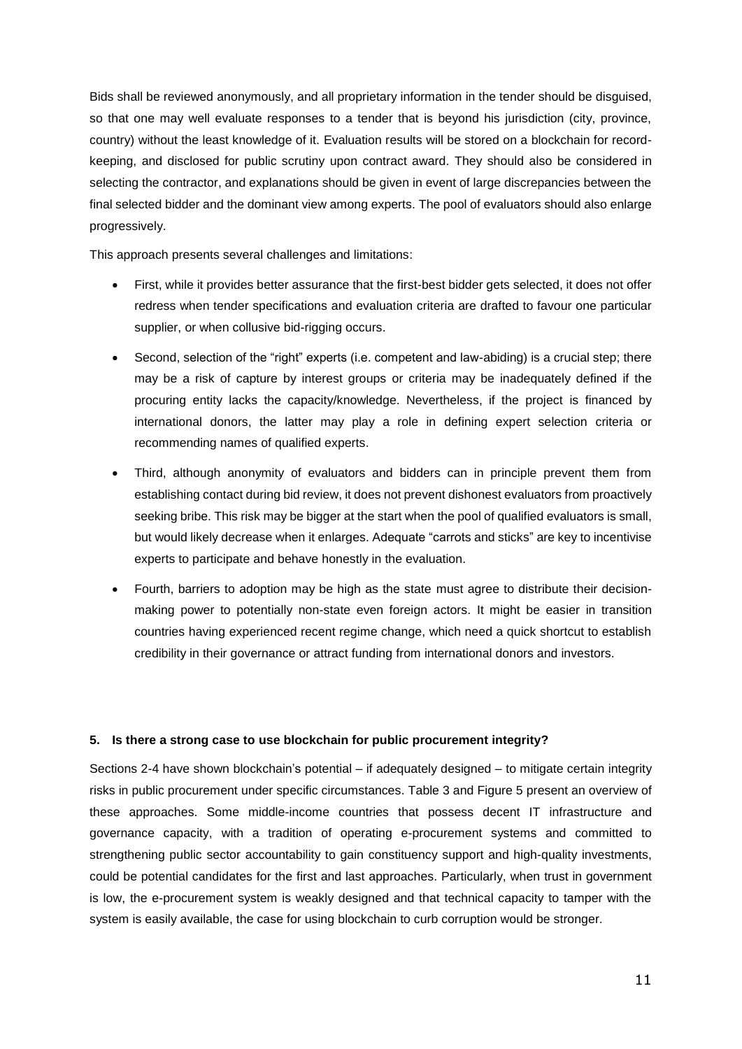Bids shall be reviewed anonymously, and all proprietary information in the tender should be disguised, so that one may well evaluate responses to a tender that is beyond his jurisdiction (city, province, country) without the least knowledge of it. Evaluation results will be stored on a blockchain for record-keeping, and disclosed for public scrutiny upon contract award. They should also be considered in selecting the contractor, and explanations should be given in event of large discrepancies between the final selected bidder and the dominant view among experts. The pool of evaluators should also enlarge progressively.

This approach presents several challenges and limitations:

- First, while it provides better assurance that the first-best bidder gets selected, it does not offer redress when tender specifications and evaluation criteria are drafted to favour one particular supplier, or when collusive bid-rigging occurs.
- Second, selection of the "right" experts (i.e. competent and law-abiding) is a crucial step; there may be a risk of capture by interest groups or criteria may be inadequately defined if the procuring entity lacks the capacity/knowledge. Nevertheless, if the project is financed by international donors, the latter may play a role in defining expert selection criteria or recommending names of qualified experts.
- Third, although anonymity of evaluators and bidders can in principle prevent them from establishing contact during bid review, it does not prevent dishonest evaluators from proactively seeking bribe. This risk may be bigger at the start when the pool of qualified evaluators is small, but would likely decrease when it enlarges. Adequate "carrots and sticks" are key to incentivise experts to participate and behave honestly in the evaluation.
- Fourth, barriers to adoption may be high as the state must agree to distribute their decision-making power to potentially non-state even foreign actors. It might be easier in transition countries having experienced recent regime change, which need a quick shortcut to establish credibility in their governance or attract funding from international donors and investors.

## 5. Is there a strong case to use blockchain for public procurement integrity?

Sections 2-4 have shown blockchain's potential – if adequately designed – to mitigate certain integrity risks in public procurement under specific circumstances. Table 3 and Figure 5 present an overview of these approaches. Some middle-income countries that possess decent IT infrastructure and governance capacity, with a tradition of operating e-procurement systems and committed to strengthening public sector accountability to gain constituency support and high-quality investments, could be potential candidates for the first and last approaches. Particularly, when trust in government is low, the e-procurement system is weakly designed and that technical capacity to tamper with the system is easily available, the case for using blockchain to curb corruption would be stronger.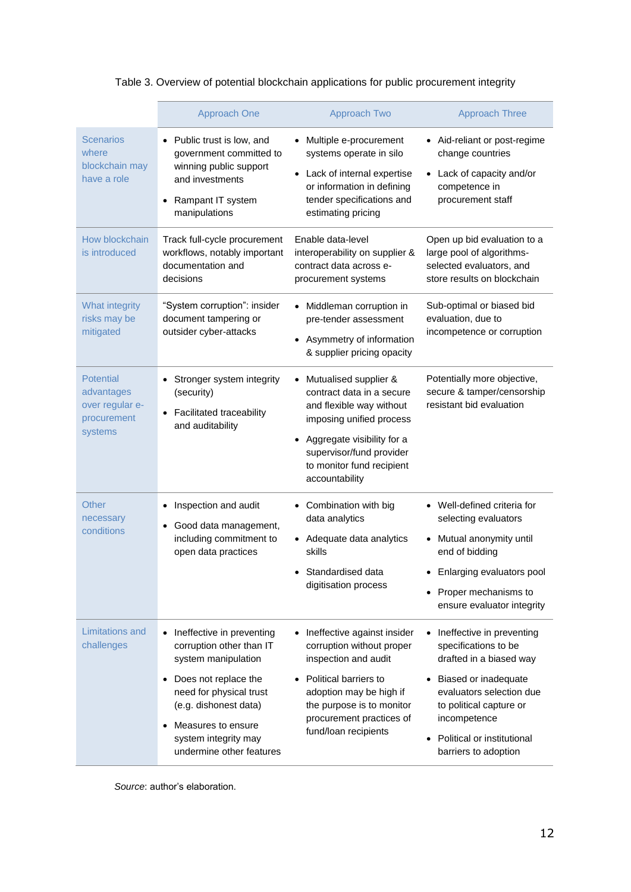Table 3. Overview of potential blockchain applications for public procurement integrity

| | Approach One | Approach Two | Approach Three |
|---|---|---|---|
| Scenarios where blockchain may have a role | • Public trust is low, and government committed to winning public support and investments<br>• Rampant IT system manipulations | • Multiple e-procurement systems operate in silo<br>• Lack of internal expertise or information in defining tender specifications and estimating pricing | • Aid-reliant or post-regime change countries<br>• Lack of capacity and/or competence in procurement staff |
| How blockchain is introduced | Track full-cycle procurement workflows, notably important documentation and decisions | Enable data-level interoperability on supplier & contract data across e-procurement systems | Open up bid evaluation to a large pool of algorithms-selected evaluators, and store results on blockchain |
| What integrity risks may be mitigated | "System corruption": insider document tampering or outsider cyber-attacks | • Middleman corruption in pre-tender assessment<br>• Asymmetry of information & supplier pricing opacity | Sub-optimal or biased bid evaluation, due to incompetence or corruption |
| Potential advantages over regular e-procurement systems | • Stronger system integrity (security)<br>• Facilitated traceability and auditability | • Mutualised supplier & contract data in a secure and flexible way without imposing unified process<br>• Aggregate visibility for a supervisor/fund provider to monitor fund recipient accountability | Potentially more objective, secure & tamper/censorship resistant bid evaluation |
| Other necessary conditions | • Inspection and audit<br>• Good data management, including commitment to open data practices | • Combination with big data analytics<br>• Adequate data analytics skills<br>• Standardised data digitisation process | • Well-defined criteria for selecting evaluators<br>• Mutual anonymity until end of bidding<br>• Enlarging evaluators pool<br>• Proper mechanisms to ensure evaluator integrity |
| Limitations and challenges | • Ineffective in preventing corruption other than IT system manipulation<br>• Does not replace the need for physical trust (e.g. dishonest data)<br>• Measures to ensure system integrity may undermine other features | • Ineffective against insider corruption without proper inspection and audit<br>• Political barriers to adoption may be high if the purpose is to monitor procurement practices of fund/loan recipients | • Ineffective in preventing specifications to be drafted in a biased way<br>• Biased or inadequate evaluators selection due to political capture or incompetence<br>• Political or institutional barriers to adoption |

*Source*: author's elaboration.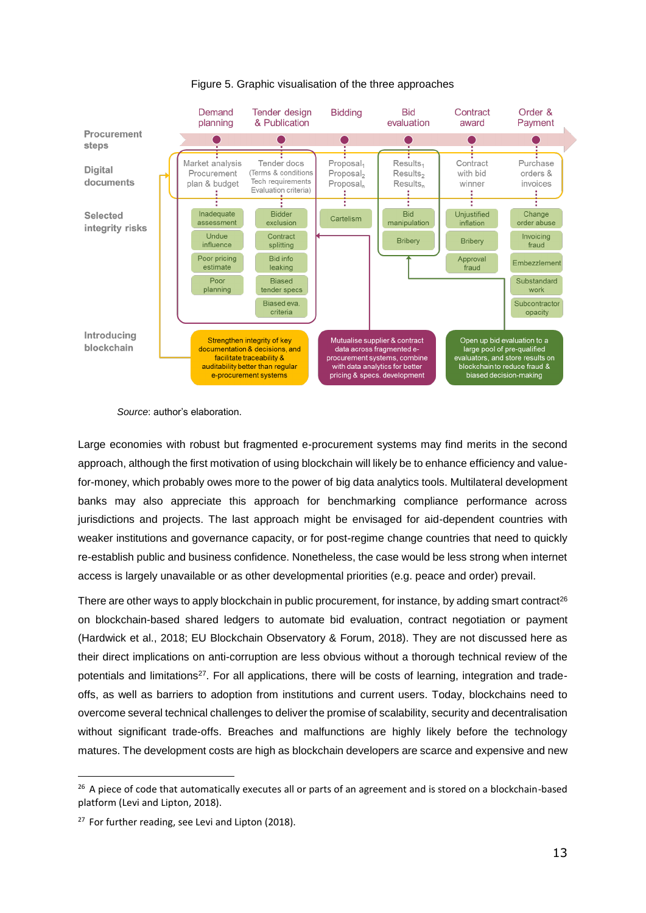Figure 5. Graphic visualisation of the three approaches

| | Demand planning | Tender design & Publication | Bidding | Bid evaluation | Contract award | Order & Payment |
|---|---|---|---|---|---|---|
| **Digital documents** | Market analysis, Procurement plan & budget | Tender docs (Terms & conditions, Tech requirements, Evaluation criteria) | $Proposal_1$, $Proposal_2$, $Proposal_n$ | $Results_1$, $Results_2$, $Results_n$ | Contract with bid winner | Purchase orders & invoices |
| **Selected integrity risks** | Inadequate assessment; Undue influence; Poor pricing estimate; Poor planning | Bidder exclusion; Contract splitting; Bid info leaking; Biased tender specs; Biased eva. criteria | Cartelism | Bid manipulation; Bribery | Unjustified inflation; Bribery; Approval fraud | Change order abuse; Invoicing fraud; Embezzlement; Substandard work; Subcontractor opacity |

**Introducing blockchain**

- Strengthen integrity of key documentation & decisions, and facilitate traceability & auditability better than regular e-procurement systems
- Mutualise supplier & contract data across fragmented e-procurement systems, combine with data analytics for better pricing & specs. development
- Open up bid evaluation to a large pool of pre-qualified evaluators, and store results on blockchain to reduce fraud & biased decision-making

*Source*: author's elaboration.

Large economies with robust but fragmented e-procurement systems may find merits in the second approach, although the first motivation of using blockchain will likely be to enhance efficiency and value-for-money, which probably owes more to the power of big data analytics tools. Multilateral development banks may also appreciate this approach for benchmarking compliance performance across jurisdictions and projects. The last approach might be envisaged for aid-dependent countries with weaker institutions and governance capacity, or for post-regime change countries that need to quickly re-establish public and business confidence. Nonetheless, the case would be less strong when internet access is largely unavailable or as other developmental priorities (e.g. peace and order) prevail.

There are other ways to apply blockchain in public procurement, for instance, by adding smart contract[26] on blockchain-based shared ledgers to automate bid evaluation, contract negotiation or payment (Hardwick et al., 2018; EU Blockchain Observatory & Forum, 2018). They are not discussed here as their direct implications on anti-corruption are less obvious without a thorough technical review of the potentials and limitations[27]. For all applications, there will be costs of learning, integration and trade-offs, as well as barriers to adoption from institutions and current users. Today, blockchains need to overcome several technical challenges to deliver the promise of scalability, security and decentralisation without significant trade-offs. Breaches and malfunctions are highly likely before the technology matures. The development costs are high as blockchain developers are scarce and expensive and new

---

[26] A piece of code that automatically executes all or parts of an agreement and is stored on a blockchain-based platform (Levi and Lipton, 2018).

[27] For further reading, see Levi and Lipton (2018).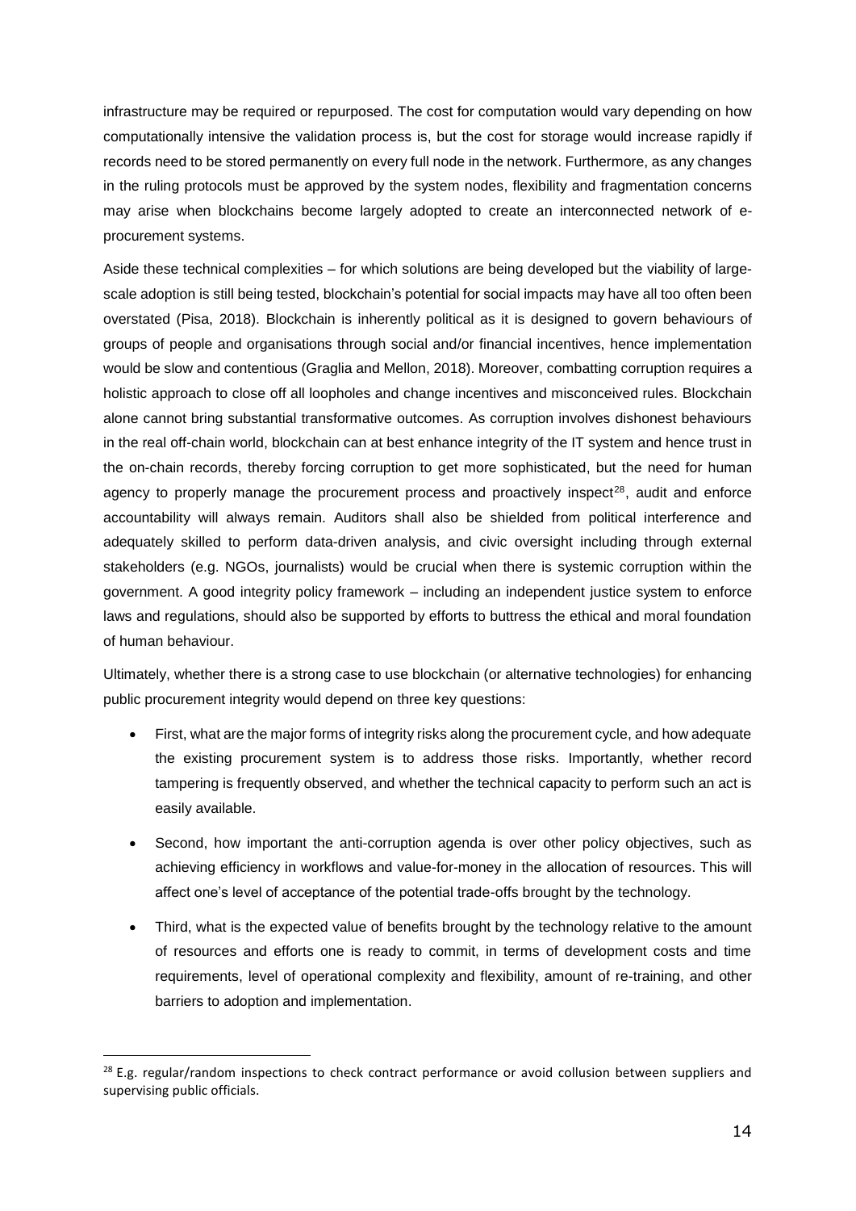infrastructure may be required or repurposed. The cost for computation would vary depending on how computationally intensive the validation process is, but the cost for storage would increase rapidly if records need to be stored permanently on every full node in the network. Furthermore, as any changes in the ruling protocols must be approved by the system nodes, flexibility and fragmentation concerns may arise when blockchains become largely adopted to create an interconnected network of e-procurement systems.

Aside these technical complexities – for which solutions are being developed but the viability of large-scale adoption is still being tested, blockchain's potential for social impacts may have all too often been overstated (Pisa, 2018). Blockchain is inherently political as it is designed to govern behaviours of groups of people and organisations through social and/or financial incentives, hence implementation would be slow and contentious (Graglia and Mellon, 2018). Moreover, combatting corruption requires a holistic approach to close off all loopholes and change incentives and misconceived rules. Blockchain alone cannot bring substantial transformative outcomes. As corruption involves dishonest behaviours in the real off-chain world, blockchain can at best enhance integrity of the IT system and hence trust in the on-chain records, thereby forcing corruption to get more sophisticated, but the need for human agency to properly manage the procurement process and proactively inspect[28], audit and enforce accountability will always remain. Auditors shall also be shielded from political interference and adequately skilled to perform data-driven analysis, and civic oversight including through external stakeholders (e.g. NGOs, journalists) would be crucial when there is systemic corruption within the government. A good integrity policy framework – including an independent justice system to enforce laws and regulations, should also be supported by efforts to buttress the ethical and moral foundation of human behaviour.

Ultimately, whether there is a strong case to use blockchain (or alternative technologies) for enhancing public procurement integrity would depend on three key questions:

- First, what are the major forms of integrity risks along the procurement cycle, and how adequate the existing procurement system is to address those risks. Importantly, whether record tampering is frequently observed, and whether the technical capacity to perform such an act is easily available.
- Second, how important the anti-corruption agenda is over other policy objectives, such as achieving efficiency in workflows and value-for-money in the allocation of resources. This will affect one's level of acceptance of the potential trade-offs brought by the technology.
- Third, what is the expected value of benefits brought by the technology relative to the amount of resources and efforts one is ready to commit, in terms of development costs and time requirements, level of operational complexity and flexibility, amount of re-training, and other barriers to adoption and implementation.

[28] E.g. regular/random inspections to check contract performance or avoid collusion between suppliers and supervising public officials.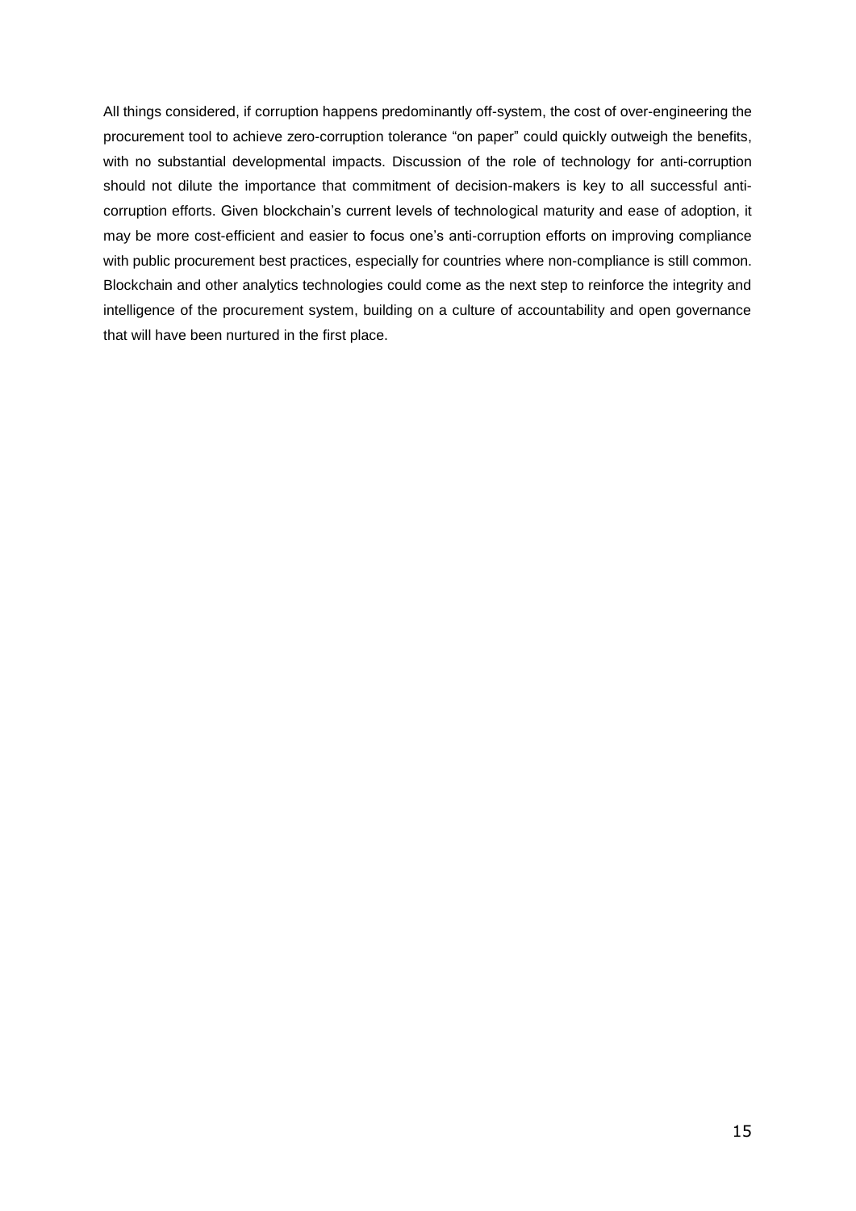All things considered, if corruption happens predominantly off-system, the cost of over-engineering the procurement tool to achieve zero-corruption tolerance "on paper" could quickly outweigh the benefits, with no substantial developmental impacts. Discussion of the role of technology for anti-corruption should not dilute the importance that commitment of decision-makers is key to all successful anti-corruption efforts. Given blockchain's current levels of technological maturity and ease of adoption, it may be more cost-efficient and easier to focus one's anti-corruption efforts on improving compliance with public procurement best practices, especially for countries where non-compliance is still common. Blockchain and other analytics technologies could come as the next step to reinforce the integrity and intelligence of the procurement system, building on a culture of accountability and open governance that will have been nurtured in the first place.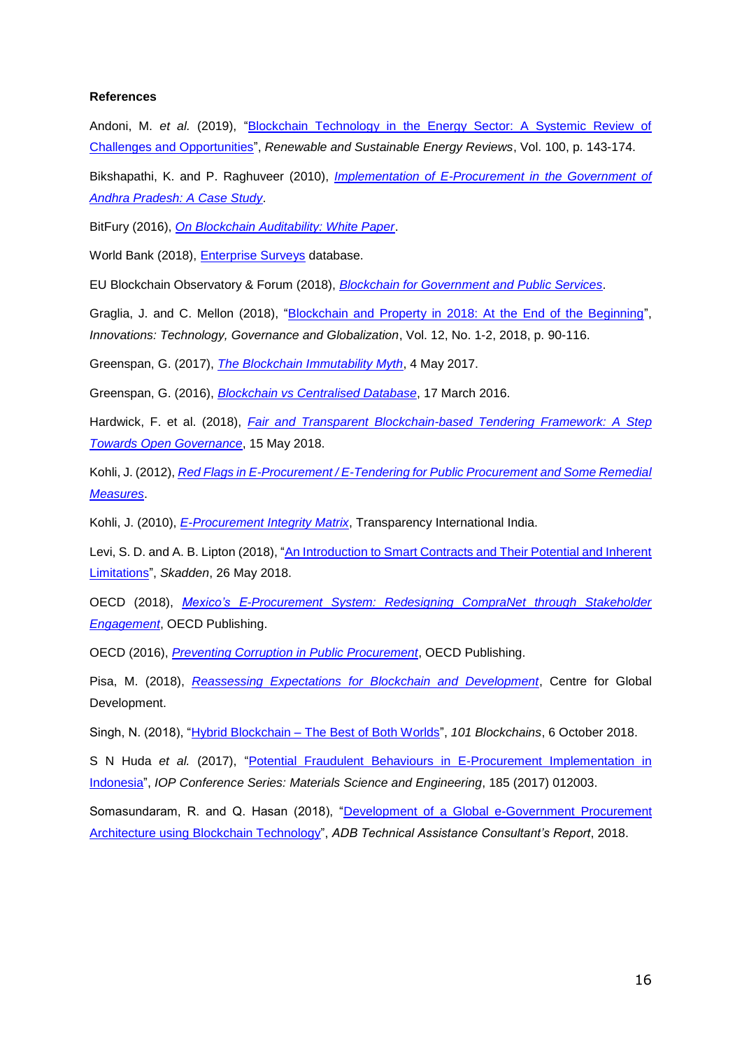**References**

Andoni, M. *et al.* (2019), "Blockchain Technology in the Energy Sector: A Systemic Review of Challenges and Opportunities", *Renewable and Sustainable Energy Reviews*, Vol. 100, p. 143-174.

Bikshapathi, K. and P. Raghuveer (2010), *Implementation of E-Procurement in the Government of Andhra Pradesh: A Case Study*.

BitFury (2016), *On Blockchain Auditability: White Paper*.

World Bank (2018), Enterprise Surveys database.

EU Blockchain Observatory & Forum (2018), *Blockchain for Government and Public Services*.

Graglia, J. and C. Mellon (2018), "Blockchain and Property in 2018: At the End of the Beginning", *Innovations: Technology, Governance and Globalization*, Vol. 12, No. 1-2, 2018, p. 90-116.

Greenspan, G. (2017), *The Blockchain Immutability Myth*, 4 May 2017.

Greenspan, G. (2016), *Blockchain vs Centralised Database*, 17 March 2016.

Hardwick, F. et al. (2018), *Fair and Transparent Blockchain-based Tendering Framework: A Step Towards Open Governance*, 15 May 2018.

Kohli, J. (2012), *Red Flags in E-Procurement / E-Tendering for Public Procurement and Some Remedial Measures*.

Kohli, J. (2010), *E-Procurement Integrity Matrix*, Transparency International India.

Levi, S. D. and A. B. Lipton (2018), "An Introduction to Smart Contracts and Their Potential and Inherent Limitations", *Skadden*, 26 May 2018.

OECD (2018), *Mexico's E-Procurement System: Redesigning CompraNet through Stakeholder Engagement*, OECD Publishing.

OECD (2016), *Preventing Corruption in Public Procurement*, OECD Publishing.

Pisa, M. (2018), *Reassessing Expectations for Blockchain and Development*, Centre for Global Development.

Singh, N. (2018), "Hybrid Blockchain – The Best of Both Worlds", *101 Blockchains*, 6 October 2018.

S N Huda *et al.* (2017), "Potential Fraudulent Behaviours in E-Procurement Implementation in Indonesia", *IOP Conference Series: Materials Science and Engineering*, 185 (2017) 012003.

Somasundaram, R. and Q. Hasan (2018), "Development of a Global e-Government Procurement Architecture using Blockchain Technology", *ADB Technical Assistance Consultant's Report*, 2018.